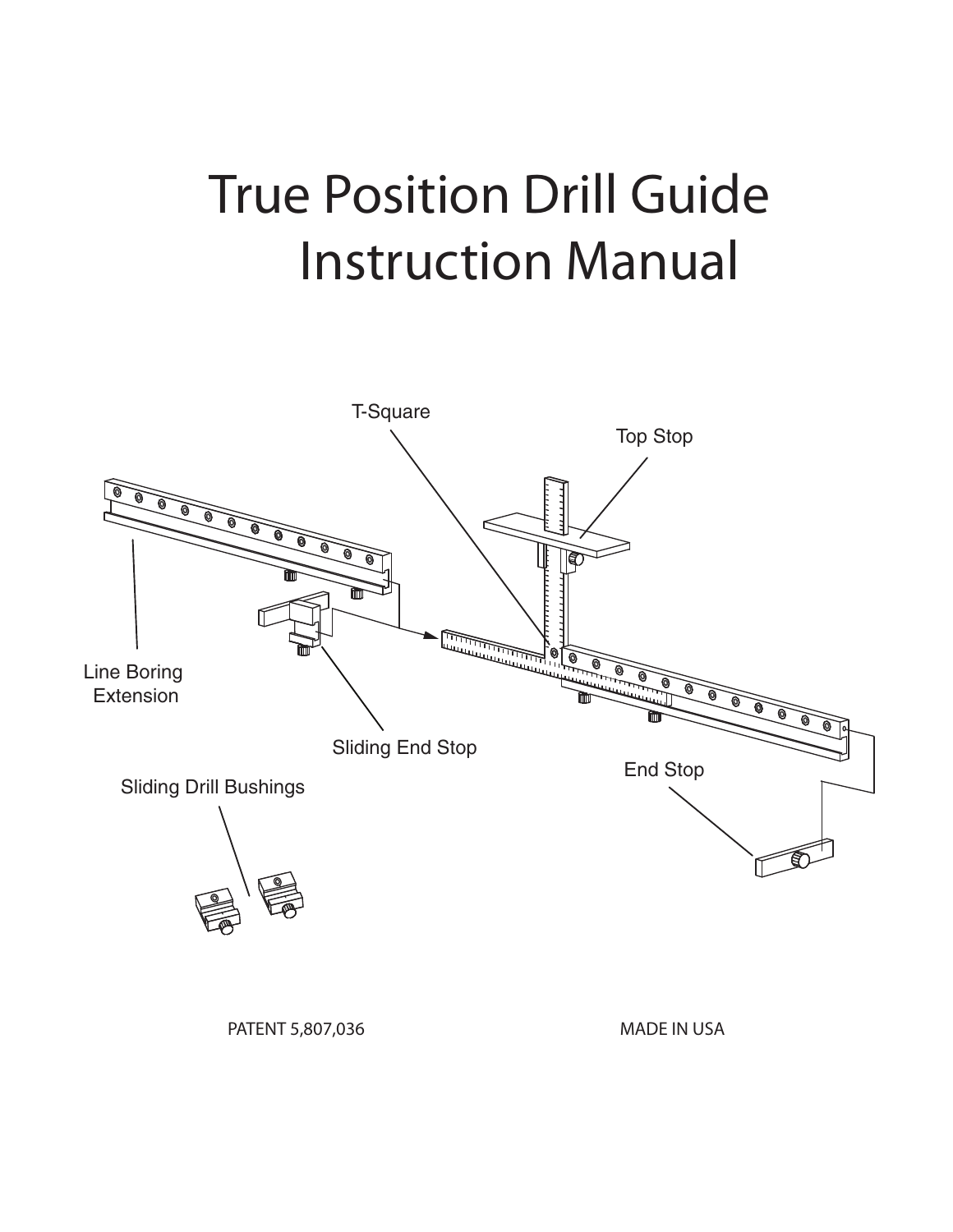# True Position Drill Guide Instruction Manual

T-Square

Top Stop

Line Boring Extension

Sliding End Stop

End Stop

Sliding Drill Bushings

PATENT 5,807,036

MADE IN USA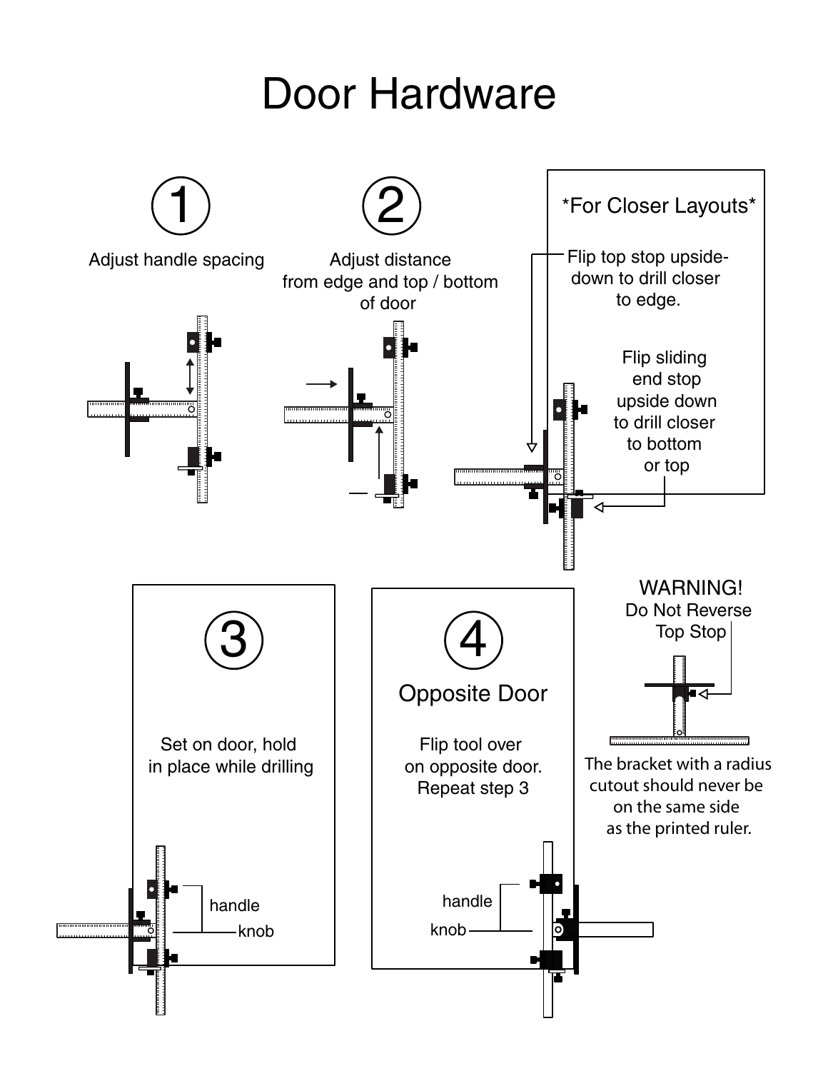# Door Hardware

## 1

Adjust handle spacing

## 2

Adjust distance from edge and top / bottom of door

**\*For Closer Layouts\***

Flip top stop upside-down to drill closer to edge.

Flip sliding end stop upside down to drill closer to bottom or top

## 3

Set on door, hold in place while drilling

handle

knob

## 4

Opposite Door

Flip tool over on opposite door. Repeat step 3

handle

knob

**WARNING!**
Do Not Reverse Top Stop

The bracket with a radius cutout should never be on the same side as the printed ruler.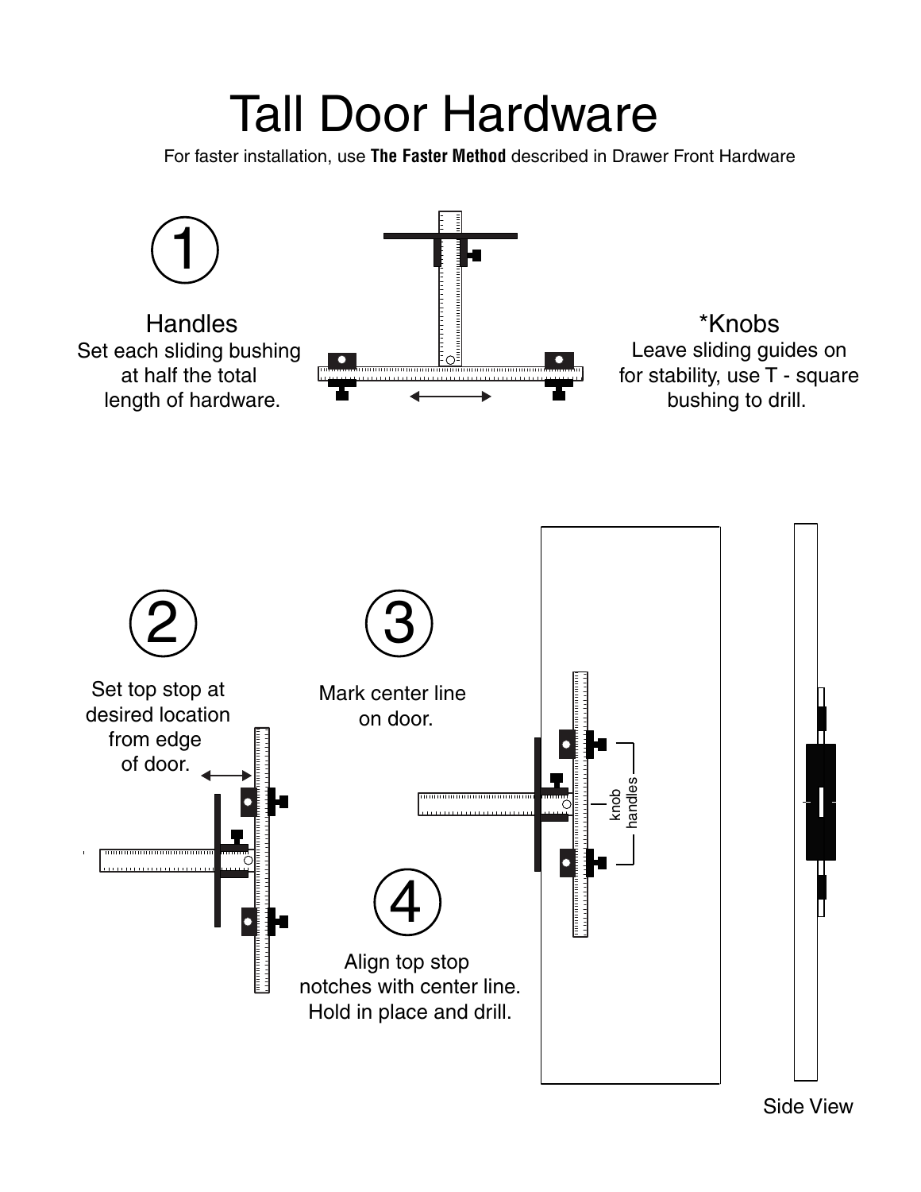# Tall Door Hardware

For faster installation, use **The Faster Method** described in Drawer Front Hardware

## 1

**Handles**
Set each sliding bushing at half the total length of hardware.

***Knobs**
Leave sliding guides on for stability, use T - square bushing to drill.

## 2

Set top stop at desired location from edge of door.

## 3

Mark center line on door.

## 4

Align top stop notches with center line. Hold in place and drill.

knob handles

Side View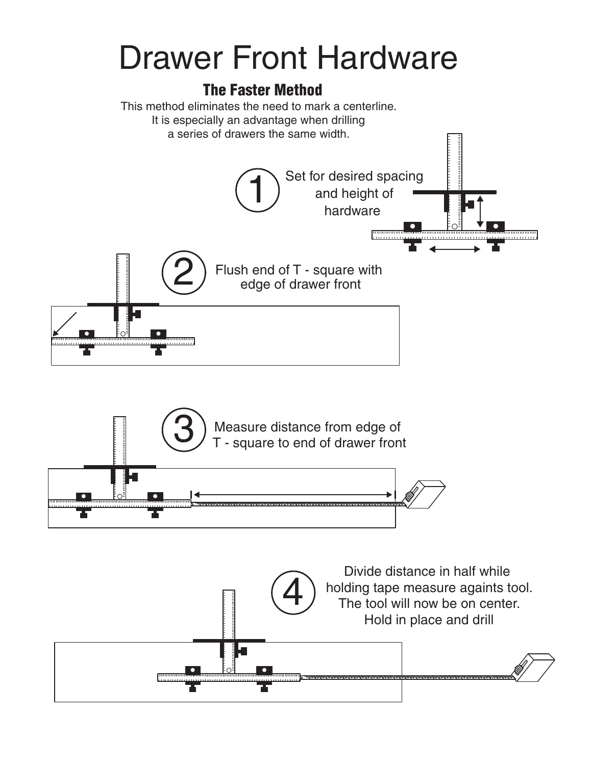# Drawer Front Hardware

## The Faster Method

This method eliminates the need to mark a centerline. It is especially an advantage when drilling a series of drawers the same width.

1. Set for desired spacing and height of hardware

2. Flush end of T - square with edge of drawer front

3. Measure distance from edge of T - square to end of drawer front

4. Divide distance in half while holding tape measure againts tool. The tool will now be on center. Hold in place and drill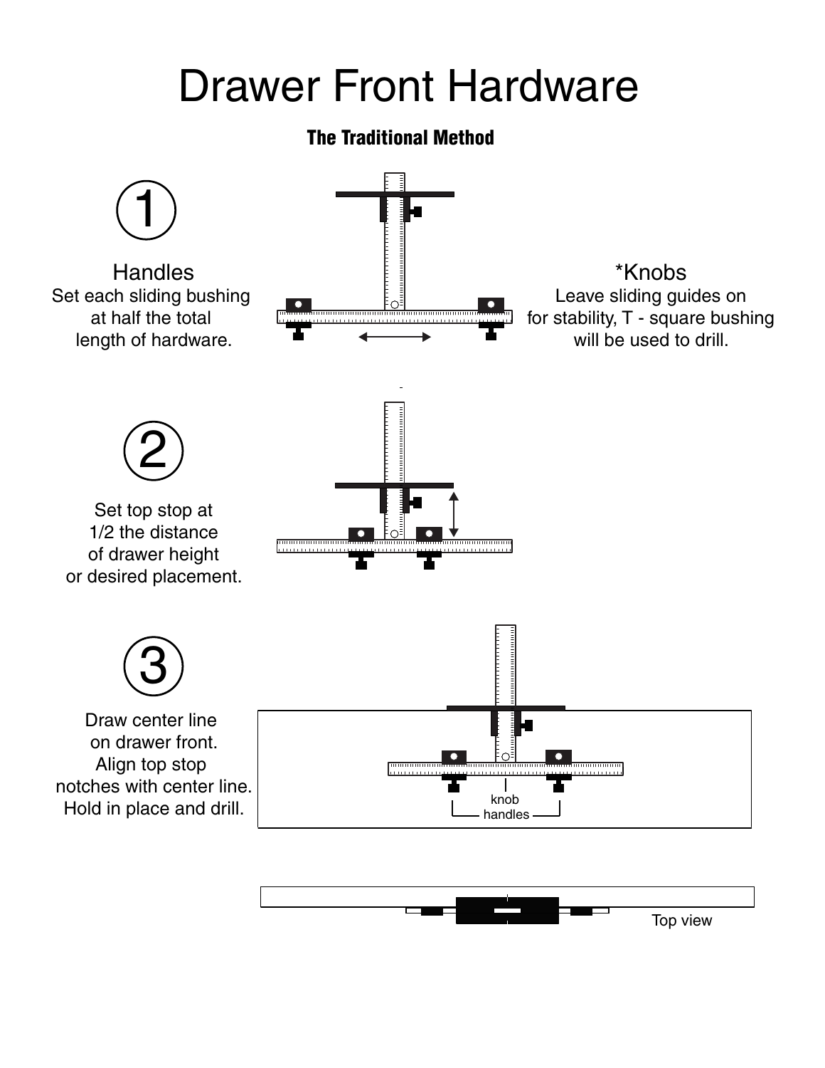# Drawer Front Hardware

## The Traditional Method

1

Handles
Set each sliding bushing at half the total length of hardware.

*Knobs
Leave sliding guides on for stability, T - square bushing will be used to drill.

2

Set top stop at 1/2 the distance of drawer height or desired placement.

3

Draw center line on drawer front. Align top stop notches with center line. Hold in place and drill.

knob

handles

Top view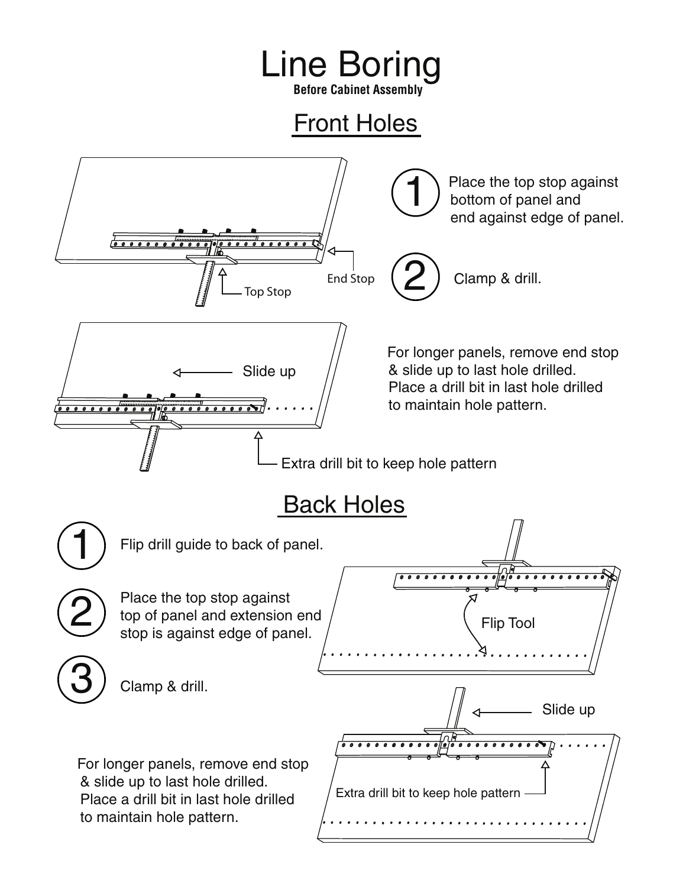# Line Boring

**Before Cabinet Assembly**

## Front Holes

Top Stop

End Stop

1. Place the top stop against bottom of panel and end against edge of panel.

2. Clamp & drill.

Slide up

For longer panels, remove end stop & slide up to last hole drilled. Place a drill bit in last hole drilled to maintain hole pattern.

Extra drill bit to keep hole pattern

## Back Holes

1. Flip drill guide to back of panel.

2. Place the top stop against top of panel and extension end stop is against edge of panel.

3. Clamp & drill.

Flip Tool

Slide up

For longer panels, remove end stop & slide up to last hole drilled. Place a drill bit in last hole drilled to maintain hole pattern.

Extra drill bit to keep hole pattern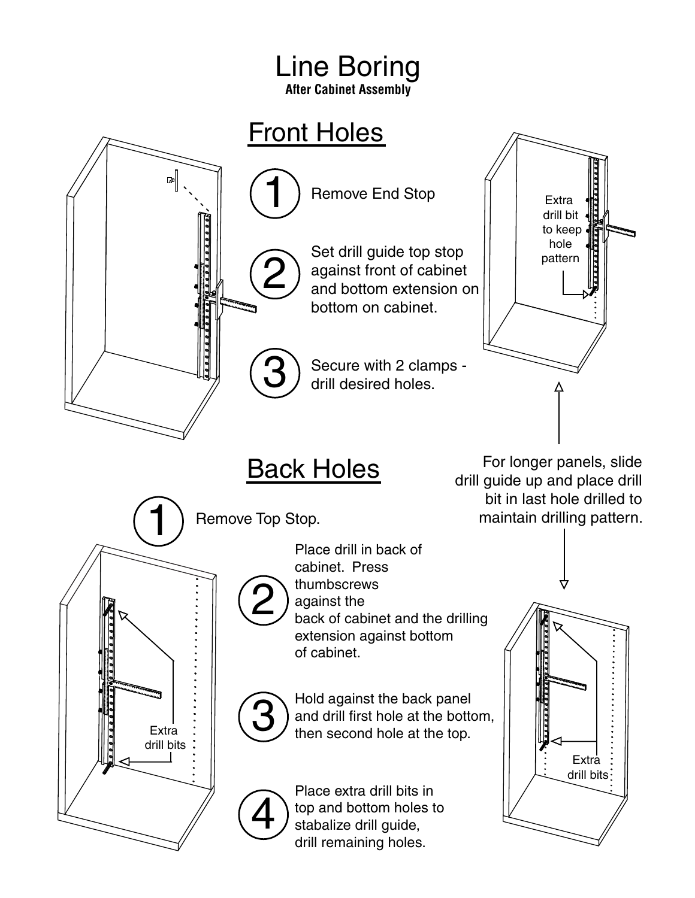# Line Boring

**After Cabinet Assembly**

## Front Holes

1. Remove End Stop
2. Set drill guide top stop against front of cabinet and bottom extension on bottom on cabinet.
3. Secure with 2 clamps - drill desired holes.

Extra drill bit to keep hole pattern

For longer panels, slide drill guide up and place drill bit in last hole drilled to maintain drilling pattern.

## Back Holes

1. Remove Top Stop.
2. Place drill in back of cabinet. Press thumbscrews against the back of cabinet and the drilling extension against bottom of cabinet.
3. Hold against the back panel and drill first hole at the bottom, then second hole at the top.
4. Place extra drill bits in top and bottom holes to stabalize drill guide, drill remaining holes.

Extra drill bits

Extra drill bits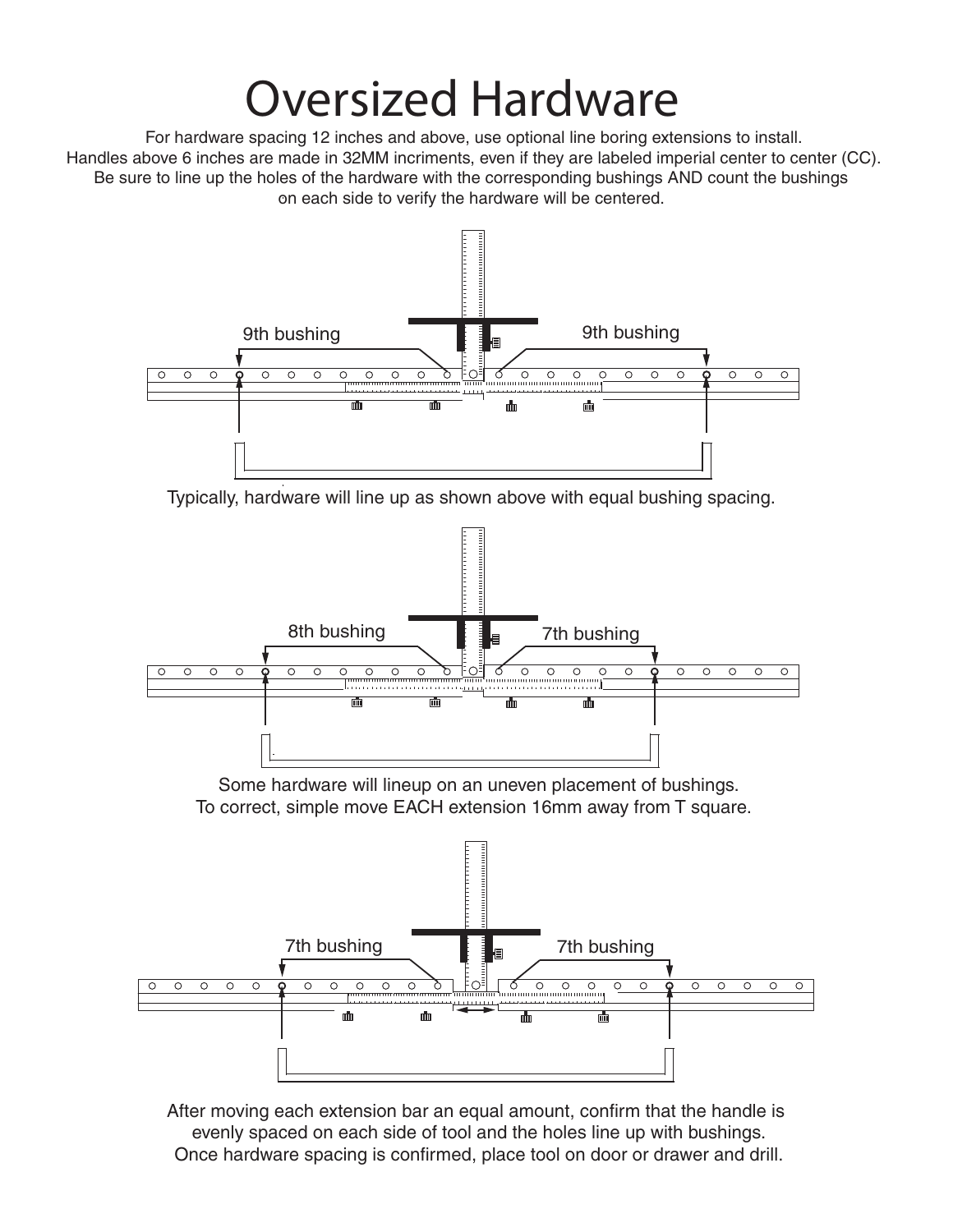# Oversized Hardware

For hardware spacing 12 inches and above, use optional line boring extensions to install.
Handles above 6 inches are made in 32MM incriments, even if they are labeled imperial center to center (CC).
Be sure to line up the holes of the hardware with the corresponding bushings AND count the bushings on each side to verify the hardware will be centered.

9th bushing

9th bushing

Typically, hardware will line up as shown above with equal bushing spacing.

8th bushing

7th bushing

Some hardware will lineup on an uneven placement of bushings.
To correct, simple move EACH extension 16mm away from T square.

7th bushing

7th bushing

After moving each extension bar an equal amount, confirm that the handle is evenly spaced on each side of tool and the holes line up with bushings.
Once hardware spacing is confirmed, place tool on door or drawer and drill.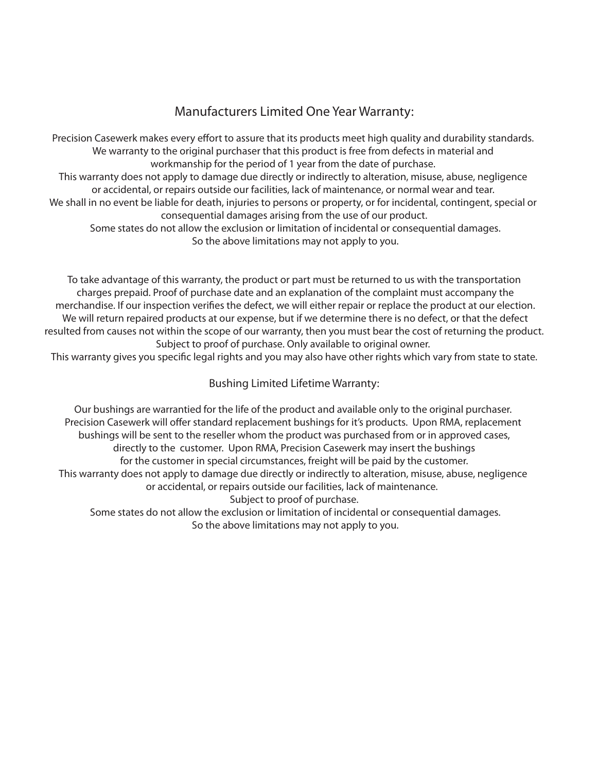## Manufacturers Limited One Year Warranty:

Precision Casewerk makes every effort to assure that its products meet high quality and durability standards. We warranty to the original purchaser that this product is free from defects in material and workmanship for the period of 1 year from the date of purchase.
This warranty does not apply to damage due directly or indirectly to alteration, misuse, abuse, negligence or accidental, or repairs outside our facilities, lack of maintenance, or normal wear and tear.
We shall in no event be liable for death, injuries to persons or property, or for incidental, contingent, special or consequential damages arising from the use of our product.
Some states do not allow the exclusion or limitation of incidental or consequential damages.
So the above limitations may not apply to you.

To take advantage of this warranty, the product or part must be returned to us with the transportation charges prepaid. Proof of purchase date and an explanation of the complaint must accompany the merchandise. If our inspection verifies the defect, we will either repair or replace the product at our election. We will return repaired products at our expense, but if we determine there is no defect, or that the defect resulted from causes not within the scope of our warranty, then you must bear the cost of returning the product.
Subject to proof of purchase. Only available to original owner.
This warranty gives you specific legal rights and you may also have other rights which vary from state to state.

## Bushing Limited Lifetime Warranty:

Our bushings are warrantied for the life of the product and available only to the original purchaser. Precision Casewerk will offer standard replacement bushings for it's products. Upon RMA, replacement bushings will be sent to the reseller whom the product was purchased from or in approved cases, directly to the customer. Upon RMA, Precision Casewerk may insert the bushings for the customer in special circumstances, freight will be paid by the customer.
This warranty does not apply to damage due directly or indirectly to alteration, misuse, abuse, negligence or accidental, or repairs outside our facilities, lack of maintenance.
Subject to proof of purchase.
Some states do not allow the exclusion or limitation of incidental or consequential damages.
So the above limitations may not apply to you.